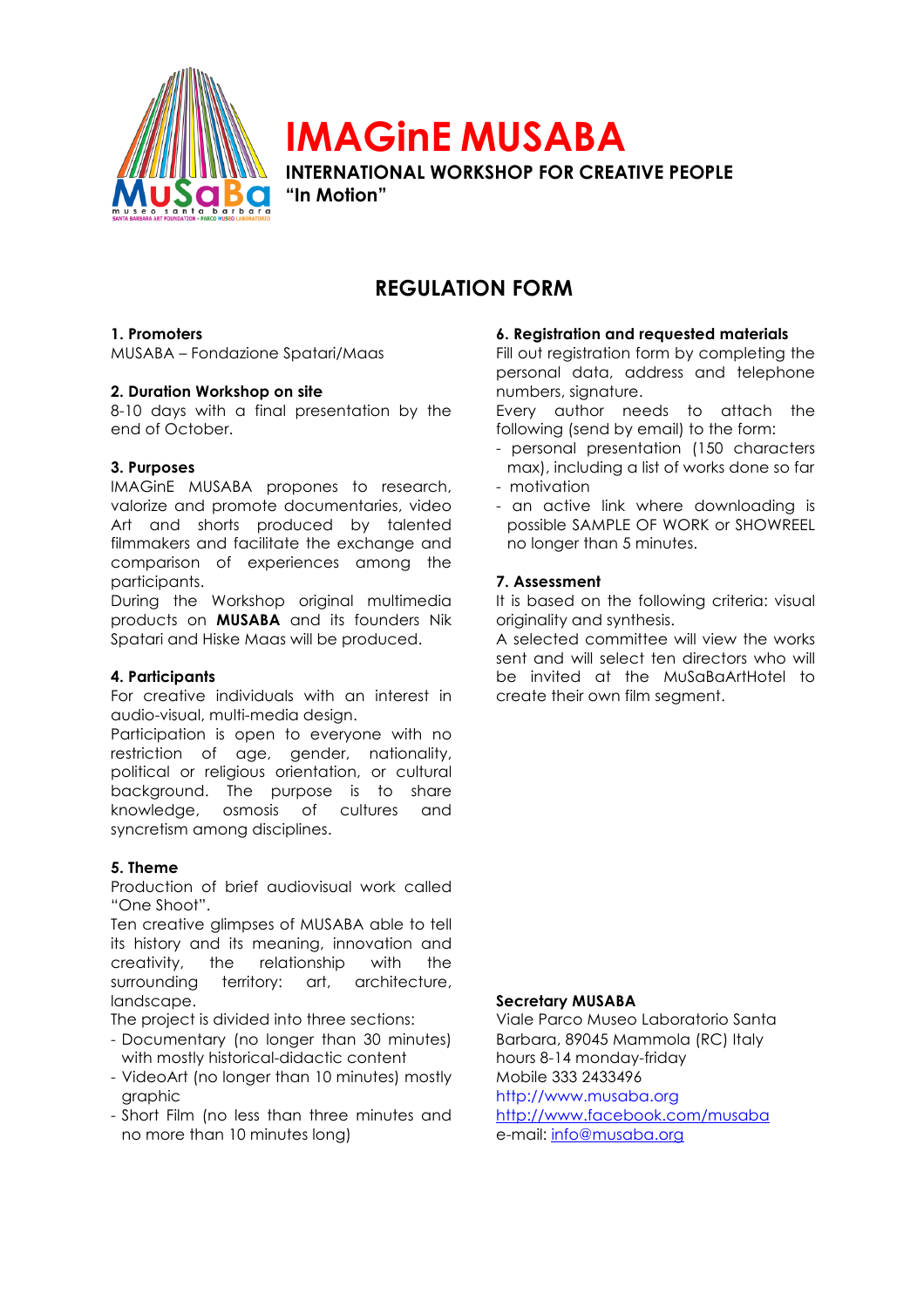# IMAGinE MUSABA

**INTERNATIONAL WORKSHOP FOR CREATIVE PEOPLE**
**"In Motion"**

## REGULATION FORM

**1. Promoters**
MUSABA – Fondazione Spatari/Maas

**2. Duration Workshop on site**
8-10 days with a final presentation by the end of October.

**3. Purposes**
IMAGinE MUSABA propones to research, valorize and promote documentaries, video Art and shorts produced by talented filmmakers and facilitate the exchange and comparison of experiences among the participants.
During the Workshop original multimedia products on **MUSABA** and its founders Nik Spatari and Hiske Maas will be produced.

**4. Participants**
For creative individuals with an interest in audio-visual, multi-media design.
Participation is open to everyone with no restriction of age, gender, nationality, political or religious orientation, or cultural background. The purpose is to share knowledge, osmosis of cultures and syncretism among disciplines.

**5. Theme**
Production of brief audiovisual work called "One Shoot".
Ten creative glimpses of MUSABA able to tell its history and its meaning, innovation and creativity, the relationship with the surrounding territory: art, architecture, landscape.
The project is divided into three sections:
- Documentary (no longer than 30 minutes) with mostly historical-didactic content
- VideoArt (no longer than 10 minutes) mostly graphic
- Short Film (no less than three minutes and no more than 10 minutes long)

**6. Registration and requested materials**
Fill out registration form by completing the personal data, address and telephone numbers, signature.
Every author needs to attach the following (send by email) to the form:
- personal presentation (150 characters max), including a list of works done so far
- motivation
- an active link where downloading is possible SAMPLE OF WORK or SHOWREEL no longer than 5 minutes.

**7. Assessment**
It is based on the following criteria: visual originality and synthesis.
A selected committee will view the works sent and will select ten directors who will be invited at the MuSaBaArtHotel to create their own film segment.

**Secretary MUSABA**
Viale Parco Museo Laboratorio Santa Barbara, 89045 Mammola (RC) Italy
hours 8-14 monday-friday
Mobile 333 2433496
http://www.musaba.org
http://www.facebook.com/musaba
e-mail: info@musaba.org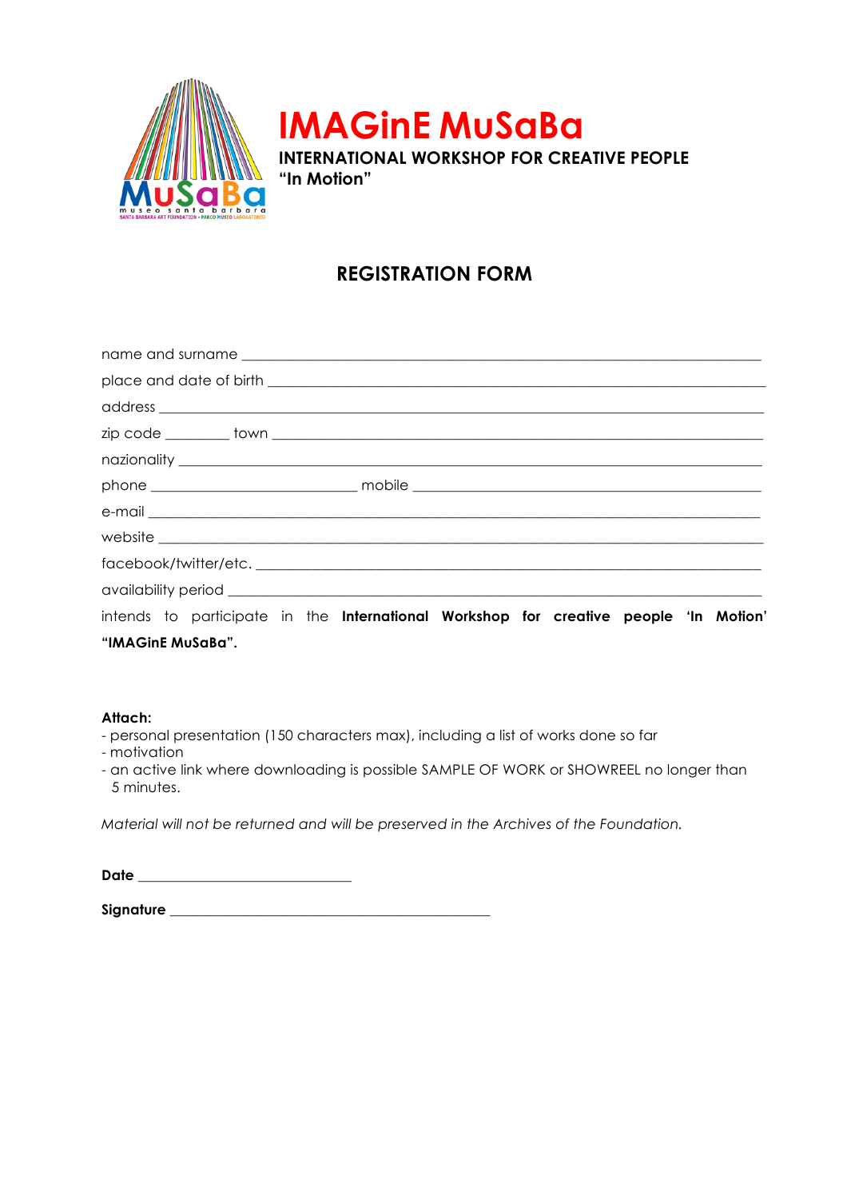# IMAGinE MuSaBa

**INTERNATIONAL WORKSHOP FOR CREATIVE PEOPLE**
**"In Motion"**

## REGISTRATION FORM

name and surname ______________________________________________

place and date of birth ______________________________________________

address ______________________________________________

zip code ________ town ______________________________________________

nazionality ______________________________________________

phone ___________________________ mobile ______________________________

e-mail ______________________________________________

website ______________________________________________

facebook/twitter/etc. ______________________________________________

availability period ______________________________________________

intends to participate in the **International Workshop for creative people 'In Motion' "IMAGinE MuSaBa".**

**Attach:**
- personal presentation (150 characters max), including a list of works done so far
- motivation
- an active link where downloading is possible SAMPLE OF WORK or SHOWREEL no longer than 5 minutes.

*Material will not be returned and will be preserved in the Archives of the Foundation.*

**Date** ______________________________

**Signature** ______________________________________________